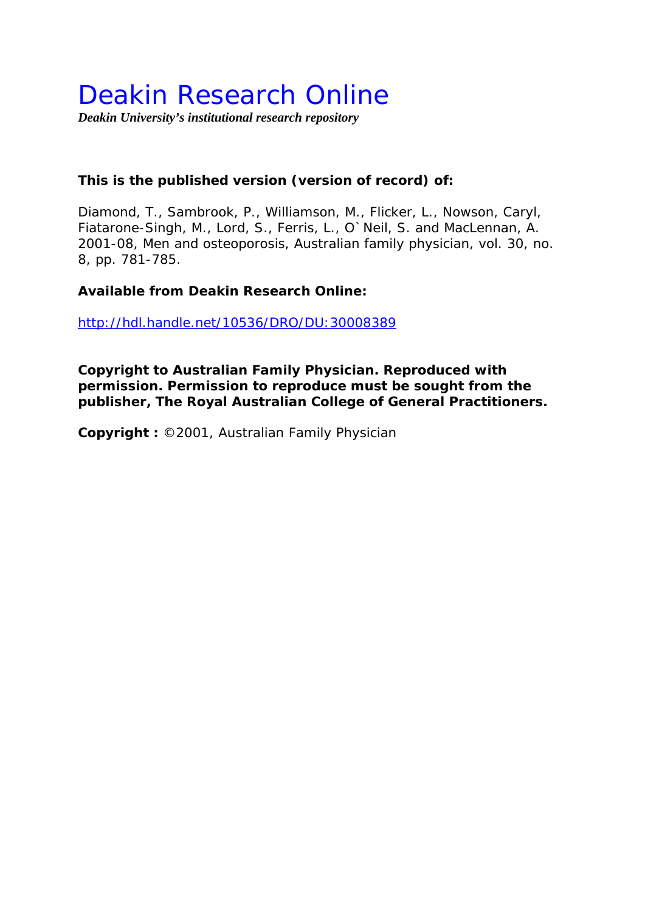# Deakin Research Online

***Deakin University's institutional research repository***

**This is the published version (version of record) of:**

Diamond, T., Sambrook, P., Williamson, M., Flicker, L., Nowson, Caryl, Fiatarone-Singh, M., Lord, S., Ferris, L., O`Neil, S. and MacLennan, A. 2001-08, Men and osteoporosis, Australian family physician, vol. 30, no. 8, pp. 781-785.

**Available from Deakin Research Online:**

http://hdl.handle.net/10536/DRO/DU:30008389

**Copyright to Australian Family Physician. Reproduced with permission. Permission to reproduce must be sought from the publisher, The Royal Australian College of General Practitioners.**

**Copyright :** ©2001, Australian Family Physician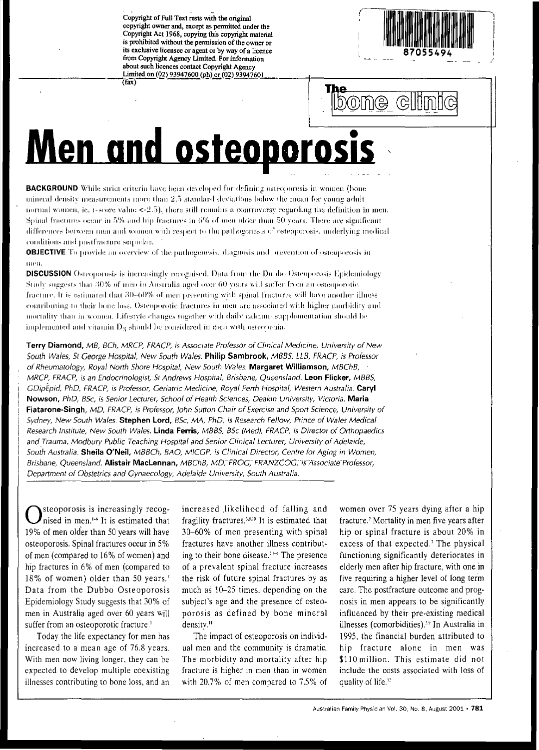Copyright of Full Text rests with the original copyright owner and, except as permitted under the Copyright Act 1968, copying this copyright material is prohibited without the permission of the owner or its exclusive licensee or agent or by way of a licence from Copyright Agency Limited. For information about such licences contact Copyright Agency Limited on (02) 93947600 (ph) or (02) 93947601 (fax)

The bone clinic

# Men and osteoporosis

**BACKGROUND** While strict criteria have been developed for defining osteoporosis in women (bone mineral density measurements more than 2.5 standard deviations below the mean for young adult normal women, ie. t-score value <-2.5), there still remains a controversy regarding the definition in men. Spinal fractures occur in 5% and hip fractures in 6% of men older than 50 years. There are significant differences between men and women with respect to the pathogenesis of osteoporosis, underlying medical conditions and postfracture sequelae.

**OBJECTIVE** To provide an overview of the pathogenesis, diagnosis and prevention of osteoporosis in men.

**DISCUSSION** Osteoporosis is increasingly recognised. Data from the Dubbo Osteoporosis Epidemiology Study suggests that 30% of men in Australia aged over 60 years will suffer from an osteoporotic fracture. It is estimated that 30–60% of men presenting with spinal fractures will have another illness contributing to their bone loss. Osteoporotic fractures in men are associated with higher morbidity and mortality than in women. Lifestyle changes together with daily calcium supplementation should be implemented and vitamin $D_3$ should be considered in men with osteopenia.

**Terry Diamond**, *MB, BCh, MRCP, FRACP, is Associate Professor of Clinical Medicine, University of New South Wales, St George Hospital, New South Wales.* **Philip Sambrook**, *MBBS, LLB, FRACP, is Professor of Rheumatology, Royal North Shore Hospital, New South Wales.* **Margaret Williamson**, *MBChB, MRCP, FRACP, is an Endocrinologist, St Andrews Hospital, Brisbane, Queensland.* **Leon Flicker**, *MBBS, GDipEpid, PhD, FRACP, is Professor, Geriatric Medicine, Royal Perth Hospital, Western Australia.* **Caryl Nowson**, *PhD, BSc, is Senior Lecturer, School of Health Sciences, Deakin University, Victoria.* **Maria Fiatarone-Singh**, *MD, FRACP, is Professor, John Sutton Chair of Exercise and Sport Science, University of Sydney, New South Wales.* **Stephen Lord**, *BSc, MA, PhD, is Research Fellow, Prince of Wales Medical Research Institute, New South Wales.* **Linda Ferris**, *MBBS, BSc (Med), FRACP, is Director of Orthopaedics and Trauma, Modbury Public Teaching Hospital and Senior Clinical Lecturer, University of Adelaide, South Australia.* **Sheila O'Neil**, *MBBCh, BAO, MICGP, is Clinical Director, Centre for Aging in Women, Brisbane, Queensland.* **Alistair MacLennan**, *MBChB, MD, FRCOG, FRANZCOG, is Associate Professor, Department of Obstetrics and Gynaecology, Adelaide University, South Australia.*

Osteoporosis is increasingly recognised in men.[1-6] It is estimated that 19% of men older than 50 years will have osteoporosis. Spinal fractures occur in 5% of men (compared to 16% of women) and hip fractures in 6% of men (compared to 18% of women) older than 50 years.[7] Data from the Dubbo Osteoporosis Epidemiology Study suggests that 30% of men in Australia aged over 60 years will suffer from an osteoporotic fracture.[1]

Today the life expectancy for men has increased to a mean age of 76.8 years. With men now living longer, they can be expected to develop multiple coexisting illnesses contributing to bone loss, and an increased likelihood of falling and fragility fractures.[3,9,10] It is estimated that 30–60% of men presenting with spinal fractures have another illness contributing to their bone disease.[2,4-6] The presence of a prevalent spinal fracture increases the risk of future spinal fractures by as much as 10–25 times, depending on the subject's age and the presence of osteoporosis as defined by bone mineral density.[11]

The impact of osteoporosis on individual men and the community is dramatic. The morbidity and mortality after hip fracture is higher in men than in women with 20.7% of men compared to 7.5% of women over 75 years dying after a hip fracture.[7] Mortality in men five years after hip or spinal fracture is about 20% in excess of that expected.[7] The physical functioning significantly deteriorates in elderly men after hip fracture, with one in five requiring a higher level of long term care. The postfracture outcome and prognosis in men appears to be significantly influenced by their pre-existing medical illnesses (comorbidities).[3,9] In Australia in 1995, the financial burden attributed to hip fracture alone in men was $110 million. This estimate did not include the costs associated with loss of quality of life.[12]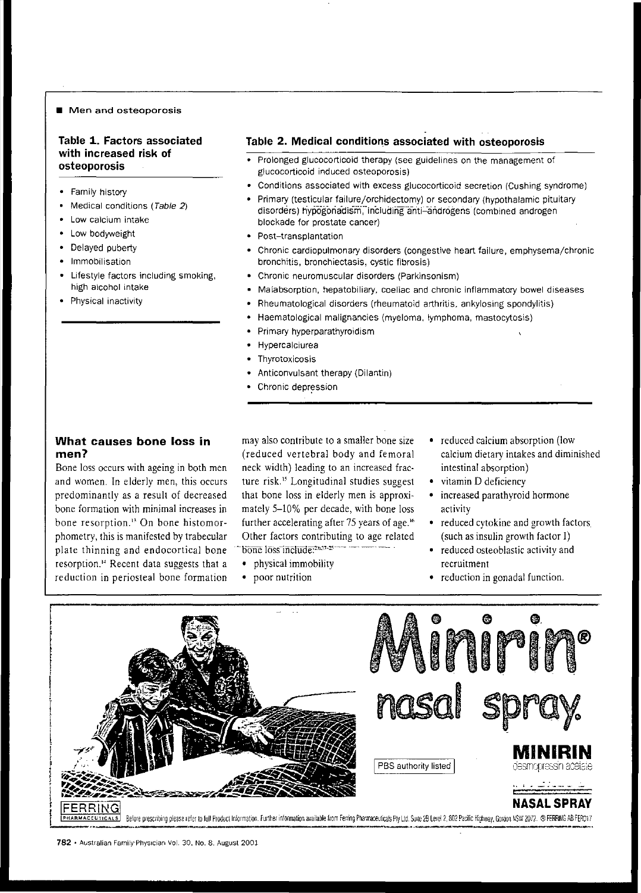■ Men and osteoporosis

**Table 1. Factors associated with increased risk of osteoporosis**

- Family history
- Medical conditions (*Table 2*)
- Low calcium intake
- Low bodyweight
- Delayed puberty
- Immobilisation
- Lifestyle factors including smoking, high alcohol intake
- Physical inactivity

**Table 2. Medical conditions associated with osteoporosis**

- Prolonged glucocorticoid therapy (see guidelines on the management of glucocorticoid induced osteoporosis)
- Conditions associated with excess glucocorticoid secretion (Cushing syndrome)
- Primary (testicular failure/orchidectomy) or secondary (hypothalamic pituitary disorders) hypogonadism, including anti-androgens (combined androgen blockade for prostate cancer)
- Post-transplantation
- Chronic cardiopulmonary disorders (congestive heart failure, emphysema/chronic bronchitis, bronchiectasis, cystic fibrosis)
- Chronic neuromuscular disorders (Parkinsonism)
- Malabsorption, hepatobiliary, coeliac and chronic inflammatory bowel diseases
- Rheumatological disorders (rheumatoid arthritis, ankylosing spondylitis)
- Haematological malignancies (myeloma, lymphoma, mastocytosis)
- Primary hyperparathyroidism
- Hypercalciurea
- Thyrotoxicosis
- Anticonvulsant therapy (Dilantin)
- Chronic depression

## What causes bone loss in men?

Bone loss occurs with ageing in both men and women. In elderly men, this occurs predominantly as a result of decreased bone formation with minimal increases in bone resorption.[13] On bone histomorphometry, this is manifested by trabecular plate thinning and endocortical bone resorption.[14] Recent data suggests that a reduction in periosteal bone formation may also contribute to a smaller bone size (reduced vertebral body and femoral neck width) leading to an increased fracture risk.[15] Longitudinal studies suggest that bone loss in elderly men is approximately 5–10% per decade, with bone loss further accelerating after 75 years of age.[16] Other factors contributing to age related bone loss include:[2,6,17-25]

- physical immobility
- poor nutrition
- reduced calcium absorption (low calcium dietary intakes and diminished intestinal absorption)
- vitamin D deficiency
- increased parathyroid hormone activity
- reduced cytokine and growth factors (such as insulin growth factor I)
- reduced osteoblastic activity and recruitment
- reduction in gonadal function.

Minirin® nasal spray.

PBS authority listed

MINIRIN desmopressin acetate

NASAL SPRAY

FERRING PHARMACEUTICALS Before prescribing please refer to full Product Information. Further information available from Ferring Pharmaceuticals Pty Ltd. Suite 2B Level 2, 802 Pacific Highway, Gordon NSW 2072. ® FERRING AB FER017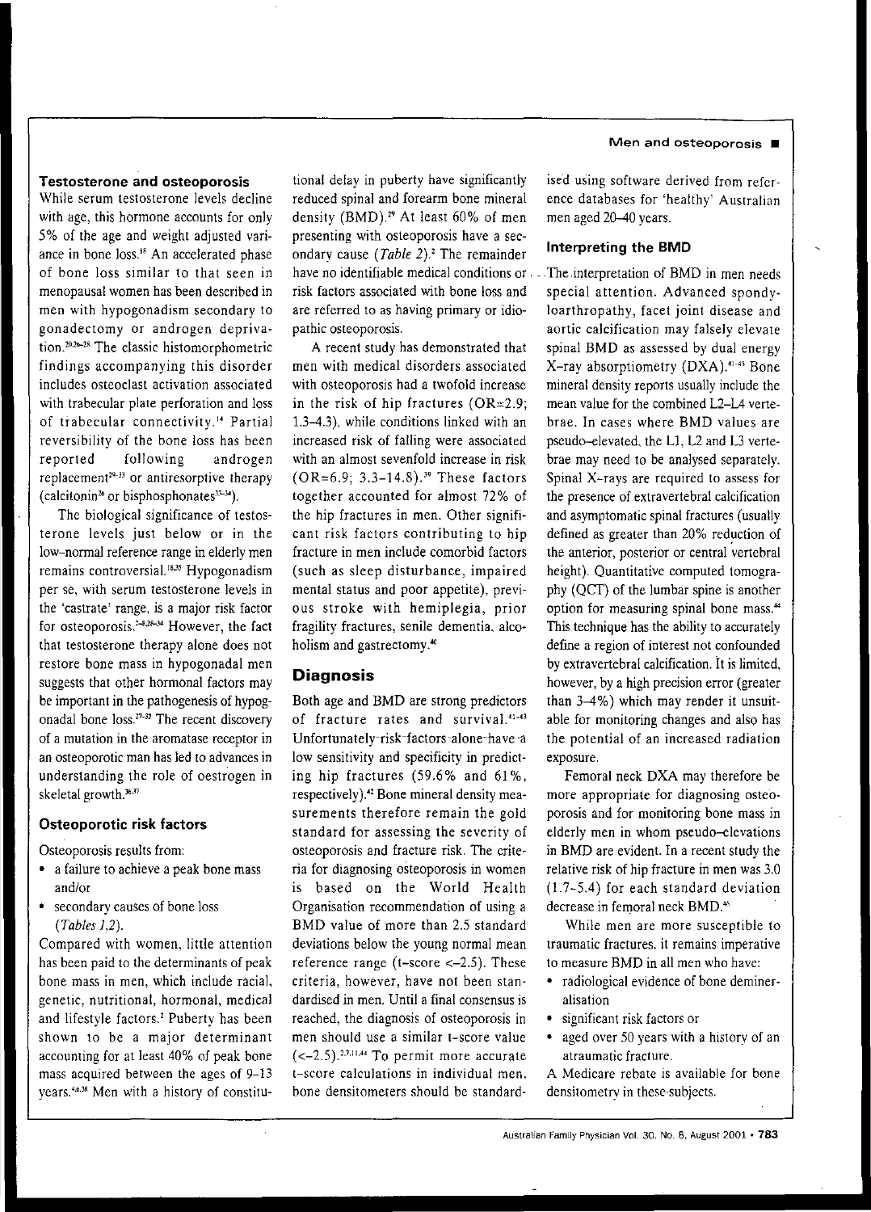### Testosterone and osteoporosis

While serum testosterone levels decline with age, this hormone accounts for only 5% of the age and weight adjusted variance in bone loss.[15] An accelerated phase of bone loss similar to that seen in menopausal women has been described in men with hypogonadism secondary to gonadectomy or androgen deprivation.[20,26-28] The classic histomorphometric findings accompanying this disorder includes osteoclast activation associated with trabecular plate perforation and loss of trabecular connectivity.[14] Partial reversibility of the bone loss has been reported following androgen replacement[29-33] or antiresorptive therapy (calcitonin[26] or bisphosphonates[33-34]).

The biological significance of testosterone levels just below or in the low-normal reference range in elderly men remains controversial.[18,35] Hypogonadism per se, with serum testosterone levels in the 'castrate' range, is a major risk factor for osteoporosis.[2-4,28-34] However, the fact that testosterone therapy alone does not restore bone mass in hypogonadal men suggests that other hormonal factors may be important in the pathogenesis of hypogonadal bone loss.[27-32] The recent discovery of a mutation in the aromatase receptor in an osteoporotic man has led to advances in understanding the role of oestrogen in skeletal growth.[36,37]

### Osteoporotic risk factors

Osteoporosis results from:

- a failure to achieve a peak bone mass and/or
- secondary causes of bone loss (*Tables 1,2*).

Compared with women, little attention has been paid to the determinants of peak bone mass in men, which include racial, genetic, nutritional, hormonal, medical and lifestyle factors.[2] Puberty has been shown to be a major determinant accounting for at least 40% of peak bone mass acquired between the ages of 9–13 years.[4,6,38] Men with a history of constitutional delay in puberty have significantly reduced spinal and forearm bone mineral density (BMD).[39] At least 60% of men presenting with osteoporosis have a secondary cause (*Table 2*).[2] The remainder have no identifiable medical conditions or risk factors associated with bone loss and are referred to as having primary or idiopathic osteoporosis.

A recent study has demonstrated that men with medical disorders associated with osteoporosis had a twofold increase in the risk of hip fractures (OR=2.9; 1.3–4.3), while conditions linked with an increased risk of falling were associated with an almost sevenfold increase in risk (OR=6.9; 3.3–14.8).[39] These factors together accounted for almost 72% of the hip fractures in men. Other significant risk factors contributing to hip fracture in men include comorbid factors (such as sleep disturbance, impaired mental status and poor appetite), previous stroke with hemiplegia, prior fragility fractures, senile dementia, alcoholism and gastrectomy.[40]

## Diagnosis

Both age and BMD are strong predictors of fracture rates and survival.[41-43] Unfortunately risk factors alone have a low sensitivity and specificity in predicting hip fractures (59.6% and 61%, respectively).[42] Bone mineral density measurements therefore remain the gold standard for assessing the severity of osteoporosis and fracture risk. The criteria for diagnosing osteoporosis in women is based on the World Health Organisation recommendation of using a BMD value of more than 2.5 standard deviations below the young normal mean reference range (t-score <–2.5). These criteria, however, have not been standardised in men. Until a final consensus is reached, the diagnosis of osteoporosis in men should use a similar t-score value (<–2.5).[2,3,11,44] To permit more accurate t-score calculations in individual men, bone densitometers should be standardised using software derived from reference databases for 'healthy' Australian men aged 20–40 years.

### Interpreting the BMD

The interpretation of BMD in men needs special attention. Advanced spondyloarthropathy, facet joint disease and aortic calcification may falsely elevate spinal BMD as assessed by dual energy X-ray absorptiometry (DXA).[41-45] Bone mineral density reports usually include the mean value for the combined L2–L4 vertebrae. In cases where BMD values are pseudo-elevated, the L1, L2 and L3 vertebrae may need to be analysed separately. Spinal X-rays are required to assess for the presence of extravertebral calcification and asymptomatic spinal fractures (usually defined as greater than 20% reduction of the anterior, posterior or central vertebral height). Quantitative computed tomography (QCT) of the lumbar spine is another option for measuring spinal bone mass.[44] This technique has the ability to accurately define a region of interest not confounded by extravertebral calcification. It is limited, however, by a high precision error (greater than 3–4%) which may render it unsuitable for monitoring changes and also has the potential of an increased radiation exposure.

Femoral neck DXA may therefore be more appropriate for diagnosing osteoporosis and for monitoring bone mass in elderly men in whom pseudo-elevations in BMD are evident. In a recent study the relative risk of hip fracture in men was 3.0 (1.7–5.4) for each standard deviation decrease in femoral neck BMD.[45]

While men are more susceptible to traumatic fractures, it remains imperative to measure BMD in all men who have:

- radiological evidence of bone demineralisation
- significant risk factors or
- aged over 50 years with a history of an atraumatic fracture.

A Medicare rebate is available for bone densitometry in these subjects.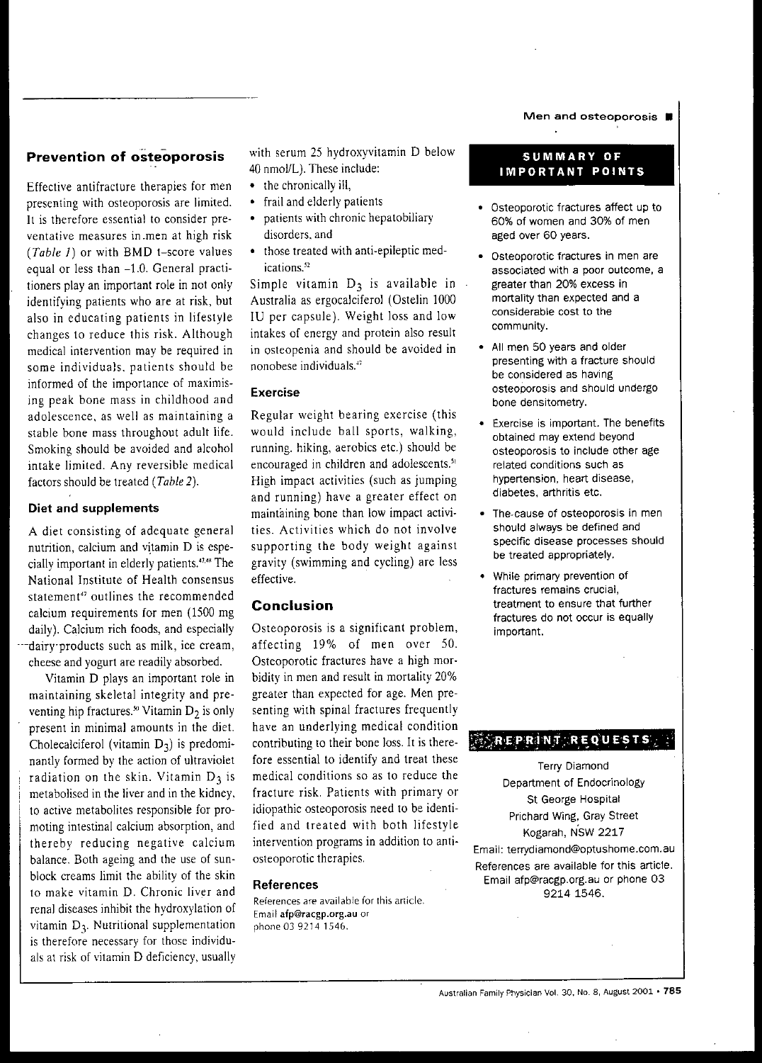## Prevention of osteoporosis

Effective antifracture therapies for men presenting with osteoporosis are limited. It is therefore essential to consider preventative measures in men at high risk (*Table 1*) or with BMD t-score values equal or less than -1.0. General practitioners play an important role in not only identifying patients who are at risk, but also in educating patients in lifestyle changes to reduce this risk. Although medical intervention may be required in some individuals, patients should be informed of the importance of maximising peak bone mass in childhood and adolescence, as well as maintaining a stable bone mass throughout adult life. Smoking should be avoided and alcohol intake limited. Any reversible medical factors should be treated (*Table 2*).

### Diet and supplements

A diet consisting of adequate general nutrition, calcium and vitamin D is especially important in elderly patients.[47,48] The National Institute of Health consensus statement[47] outlines the recommended calcium requirements for men (1500 mg daily). Calcium rich foods, and especially dairy products such as milk, ice cream, cheese and yogurt are readily absorbed.

Vitamin D plays an important role in maintaining skeletal integrity and preventing hip fractures.[50] Vitamin $D_2$ is only present in minimal amounts in the diet. Cholecalciferol (vitamin $D_3$) is predominantly formed by the action of ultraviolet radiation on the skin. Vitamin $D_3$ is metabolised in the liver and in the kidney, to active metabolites responsible for promoting intestinal calcium absorption, and thereby reducing negative calcium balance. Both ageing and the use of sunblock creams limit the ability of the skin to make vitamin D. Chronic liver and renal diseases inhibit the hydroxylation of vitamin $D_3$. Nutritional supplementation is therefore necessary for those individuals at risk of vitamin D deficiency, usually with serum 25 hydroxyvitamin D below 40 nmol/L). These include:

- the chronically ill,
- frail and elderly patients
- patients with chronic hepatobiliary disorders, and
- those treated with anti-epileptic medications.[52]

Simple vitamin $D_3$ is available in Australia as ergocalciferol (Ostelin 1000 IU per capsule). Weight loss and low intakes of energy and protein also result in osteopenia and should be avoided in nonobese individuals.[47]

### Exercise

Regular weight bearing exercise (this would include ball sports, walking, running, hiking, aerobics etc.) should be encouraged in children and adolescents.[51] High impact activities (such as jumping and running) have a greater effect on maintaining bone than low impact activities. Activities which do not involve supporting the body weight against gravity (swimming and cycling) are less effective.

## Conclusion

Osteoporosis is a significant problem, affecting 19% of men over 50. Osteoporotic fractures have a high morbidity in men and result in mortality 20% greater than expected for age. Men presenting with spinal fractures frequently have an underlying medical condition contributing to their bone loss. It is therefore essential to identify and treat these medical conditions so as to reduce the fracture risk. Patients with primary or idiopathic osteoporosis need to be identified and treated with both lifestyle intervention programs in addition to antiosteoporotic therapies.

### References

References are available for this article. Email **afp@racgp.org.au** or phone 03 9214 1546.

## SUMMARY OF IMPORTANT POINTS

- Osteoporotic fractures affect up to 60% of women and 30% of men aged over 60 years.
- Osteoporotic fractures in men are associated with a poor outcome, a greater than 20% excess in mortality than expected and a considerable cost to the community.
- All men 50 years and older presenting with a fracture should be considered as having osteoporosis and should undergo bone densitometry.
- Exercise is important. The benefits obtained may extend beyond osteoporosis to include other age related conditions such as hypertension, heart disease, diabetes, arthritis etc.
- The cause of osteoporosis in men should always be defined and specific disease processes should be treated appropriately.
- While primary prevention of fractures remains crucial, treatment to ensure that further fractures do not occur is equally important.

## REPRINT REQUESTS

Terry Diamond
Department of Endocrinology
St George Hospital
Prichard Wing, Gray Street
Kogarah, NSW 2217
Email: terrydiamond@optushome.com.au

References are available for this article. Email afp@racgp.org.au or phone 03 9214 1546.